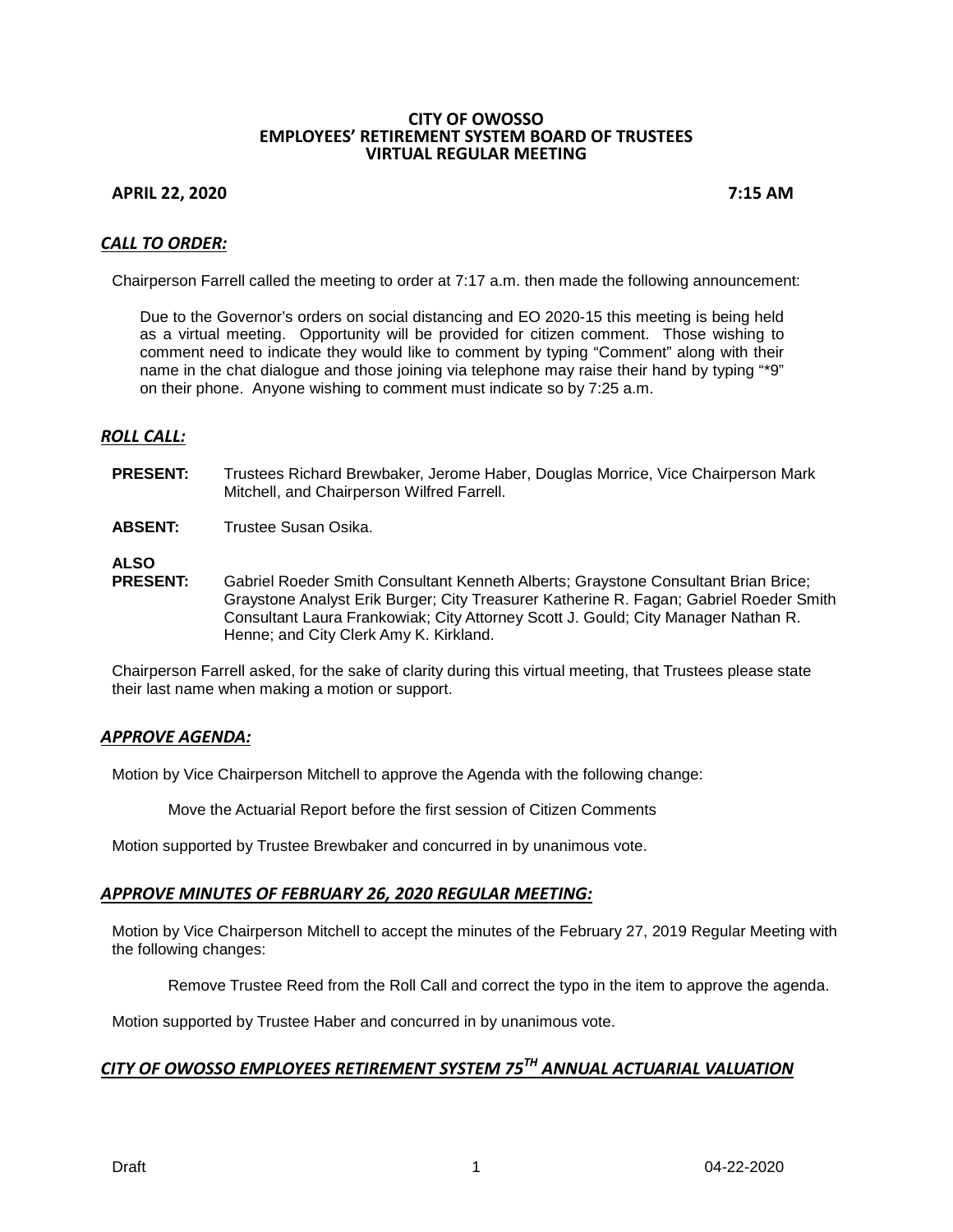# CITY OF OWOSSO
## EMPLOYEES' RETIREMENT SYSTEM BOARD OF TRUSTEES
## VIRTUAL REGULAR MEETING

**APRIL 22, 2020** **7:15 AM**

### ***CALL TO ORDER:***

Chairperson Farrell called the meeting to order at 7:17 a.m. then made the following announcement:

> Due to the Governor's orders on social distancing and EO 2020-15 this meeting is being held as a virtual meeting. Opportunity will be provided for citizen comment. Those wishing to comment need to indicate they would like to comment by typing "Comment" along with their name in the chat dialogue and those joining via telephone may raise their hand by typing "*9" on their phone. Anyone wishing to comment must indicate so by 7:25 a.m.

### ***ROLL CALL:***

**PRESENT:** Trustees Richard Brewbaker, Jerome Haber, Douglas Morrice, Vice Chairperson Mark Mitchell, and Chairperson Wilfred Farrell.

**ABSENT:** Trustee Susan Osika.

**ALSO PRESENT:** Gabriel Roeder Smith Consultant Kenneth Alberts; Graystone Consultant Brian Brice; Graystone Analyst Erik Burger; City Treasurer Katherine R. Fagan; Gabriel Roeder Smith Consultant Laura Frankowiak; City Attorney Scott J. Gould; City Manager Nathan R. Henne; and City Clerk Amy K. Kirkland.

Chairperson Farrell asked, for the sake of clarity during this virtual meeting, that Trustees please state their last name when making a motion or support.

### ***APPROVE AGENDA:***

Motion by Vice Chairperson Mitchell to approve the Agenda with the following change:

> Move the Actuarial Report before the first session of Citizen Comments

Motion supported by Trustee Brewbaker and concurred in by unanimous vote.

### ***APPROVE MINUTES OF FEBRUARY 26, 2020 REGULAR MEETING:***

Motion by Vice Chairperson Mitchell to accept the minutes of the February 27, 2019 Regular Meeting with the following changes:

> Remove Trustee Reed from the Roll Call and correct the typo in the item to approve the agenda.

Motion supported by Trustee Haber and concurred in by unanimous vote.

### ***CITY OF OWOSSO EMPLOYEES RETIREMENT SYSTEM 75TH ANNUAL ACTUARIAL VALUATION***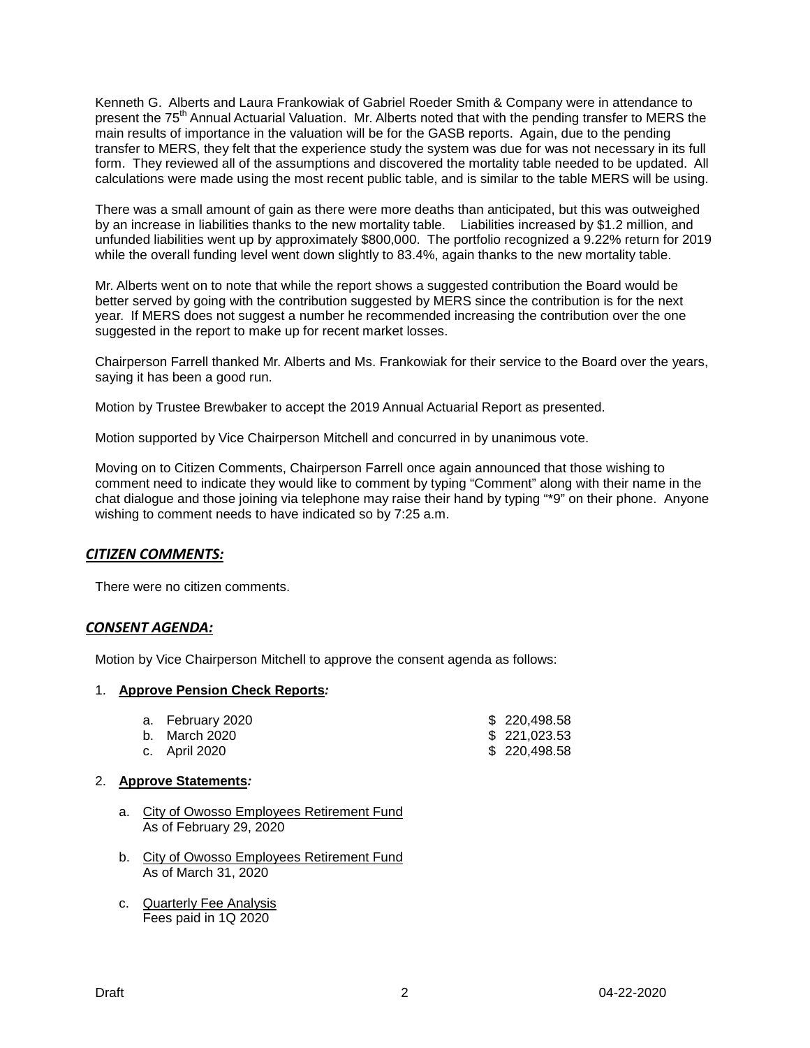Kenneth G. Alberts and Laura Frankowiak of Gabriel Roeder Smith & Company were in attendance to present the 75th Annual Actuarial Valuation. Mr. Alberts noted that with the pending transfer to MERS the main results of importance in the valuation will be for the GASB reports. Again, due to the pending transfer to MERS, they felt that the experience study the system was due for was not necessary in its full form. They reviewed all of the assumptions and discovered the mortality table needed to be updated. All calculations were made using the most recent public table, and is similar to the table MERS will be using.

There was a small amount of gain as there were more deaths than anticipated, but this was outweighed by an increase in liabilities thanks to the new mortality table. Liabilities increased by $1.2 million, and unfunded liabilities went up by approximately $800,000. The portfolio recognized a 9.22% return for 2019 while the overall funding level went down slightly to 83.4%, again thanks to the new mortality table.

Mr. Alberts went on to note that while the report shows a suggested contribution the Board would be better served by going with the contribution suggested by MERS since the contribution is for the next year. If MERS does not suggest a number he recommended increasing the contribution over the one suggested in the report to make up for recent market losses.

Chairperson Farrell thanked Mr. Alberts and Ms. Frankowiak for their service to the Board over the years, saying it has been a good run.

Motion by Trustee Brewbaker to accept the 2019 Annual Actuarial Report as presented.

Motion supported by Vice Chairperson Mitchell and concurred in by unanimous vote.

Moving on to Citizen Comments, Chairperson Farrell once again announced that those wishing to comment need to indicate they would like to comment by typing "Comment" along with their name in the chat dialogue and those joining via telephone may raise their hand by typing "*9" on their phone. Anyone wishing to comment needs to have indicated so by 7:25 a.m.

## ***CITIZEN COMMENTS:***

There were no citizen comments.

## ***CONSENT AGENDA:***

Motion by Vice Chairperson Mitchell to approve the consent agenda as follows:

1. **Approve Pension Check Reports*:***

   a. February 2020 $ 220,498.58
   b. March 2020 $ 221,023.53
   c. April 2020 $ 220,498.58

2. **Approve Statements*:***

   a. City of Owosso Employees Retirement Fund
      As of February 29, 2020

   b. City of Owosso Employees Retirement Fund
      As of March 31, 2020

   c. Quarterly Fee Analysis
      Fees paid in 1Q 2020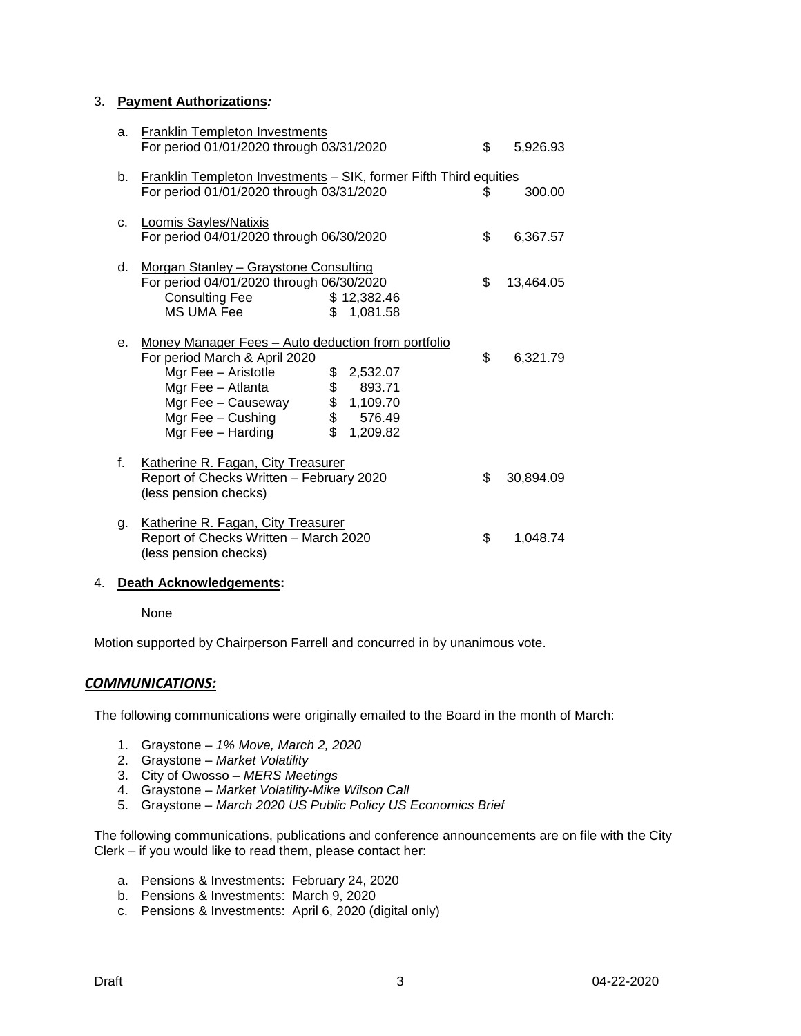3. **Payment Authorizations*:***

   a. Franklin Templeton Investments
      For period 01/01/2020 through 03/31/2020 — $ 5,926.93

   b. Franklin Templeton Investments – SIK, former Fifth Third equities
      For period 01/01/2020 through 03/31/2020 — $ 300.00

   c. Loomis Sayles/Natixis
      For period 04/01/2020 through 06/30/2020 — $ 6,367.57

   d. Morgan Stanley – Graystone Consulting
      For period 04/01/2020 through 06/30/2020 — $ 13,464.05

      | | |
      |---|---|
      | Consulting Fee | $ 12,382.46 |
      | MS UMA Fee | $ 1,081.58 |

   e. Money Manager Fees – Auto deduction from portfolio
      For period March & April 2020 — $ 6,321.79

      | | |
      |---|---|
      | Mgr Fee – Aristotle | $ 2,532.07 |
      | Mgr Fee – Atlanta | $ 893.71 |
      | Mgr Fee – Causeway | $ 1,109.70 |
      | Mgr Fee – Cushing | $ 576.49 |
      | Mgr Fee – Harding | $ 1,209.82 |

   f. Katherine R. Fagan, City Treasurer
      Report of Checks Written – February 2020 — $ 30,894.09
      (less pension checks)

   g. Katherine R. Fagan, City Treasurer
      Report of Checks Written – March 2020 — $ 1,048.74
      (less pension checks)

4. **Death Acknowledgements:**

   None

Motion supported by Chairperson Farrell and concurred in by unanimous vote.

## ***COMMUNICATIONS:***

The following communications were originally emailed to the Board in the month of March:

1. Graystone – *1% Move, March 2, 2020*
2. Graystone – *Market Volatility*
3. City of Owosso – *MERS Meetings*
4. Graystone – *Market Volatility-Mike Wilson Call*
5. Graystone – *March 2020 US Public Policy US Economics Brief*

The following communications, publications and conference announcements are on file with the City Clerk – if you would like to read them, please contact her:

a. Pensions & Investments: February 24, 2020
b. Pensions & Investments: March 9, 2020
c. Pensions & Investments: April 6, 2020 (digital only)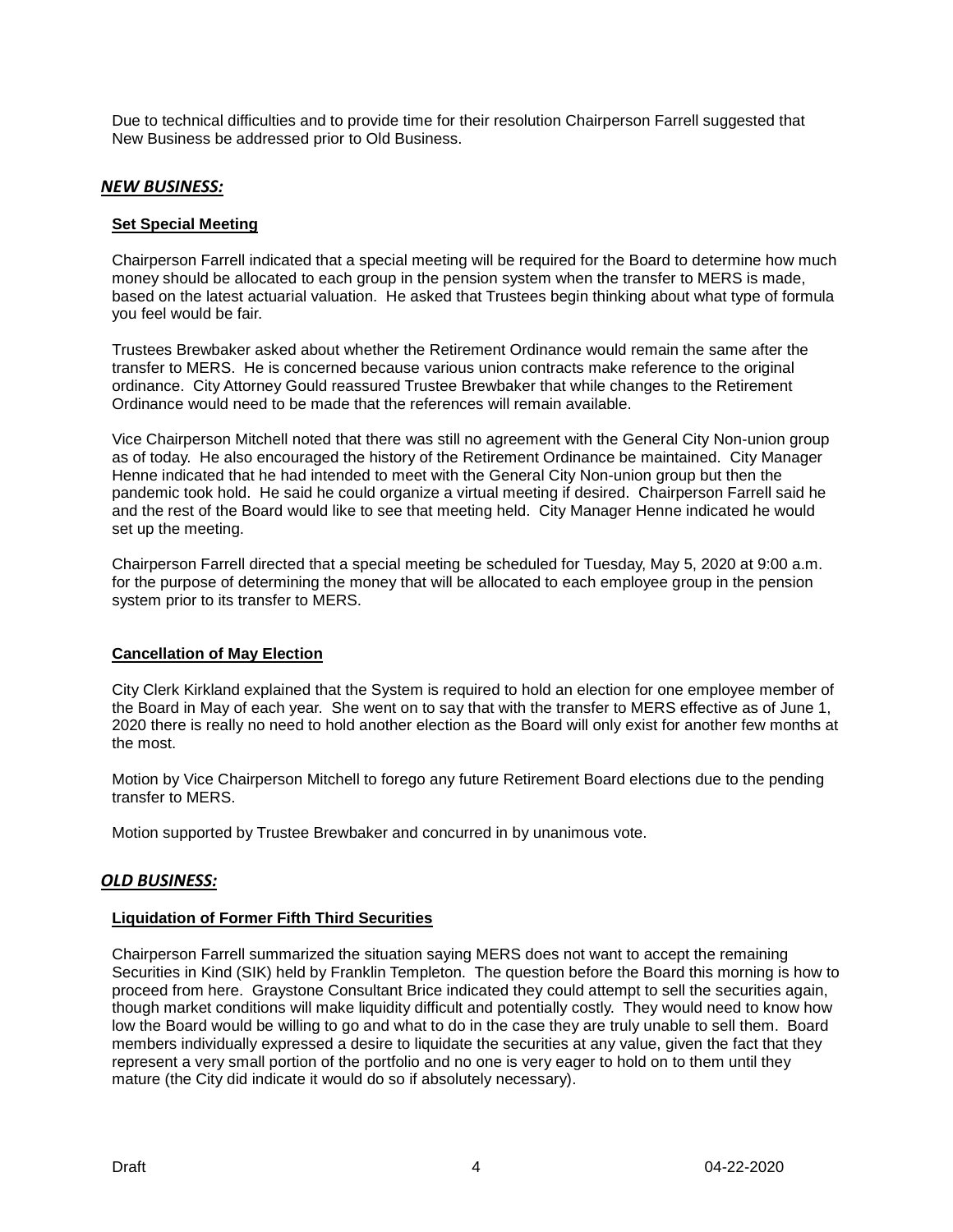Due to technical difficulties and to provide time for their resolution Chairperson Farrell suggested that New Business be addressed prior to Old Business.

## ***NEW BUSINESS:***

### **Set Special Meeting**

Chairperson Farrell indicated that a special meeting will be required for the Board to determine how much money should be allocated to each group in the pension system when the transfer to MERS is made, based on the latest actuarial valuation. He asked that Trustees begin thinking about what type of formula you feel would be fair.

Trustees Brewbaker asked about whether the Retirement Ordinance would remain the same after the transfer to MERS. He is concerned because various union contracts make reference to the original ordinance. City Attorney Gould reassured Trustee Brewbaker that while changes to the Retirement Ordinance would need to be made that the references will remain available.

Vice Chairperson Mitchell noted that there was still no agreement with the General City Non-union group as of today. He also encouraged the history of the Retirement Ordinance be maintained. City Manager Henne indicated that he had intended to meet with the General City Non-union group but then the pandemic took hold. He said he could organize a virtual meeting if desired. Chairperson Farrell said he and the rest of the Board would like to see that meeting held. City Manager Henne indicated he would set up the meeting.

Chairperson Farrell directed that a special meeting be scheduled for Tuesday, May 5, 2020 at 9:00 a.m. for the purpose of determining the money that will be allocated to each employee group in the pension system prior to its transfer to MERS.

### **Cancellation of May Election**

City Clerk Kirkland explained that the System is required to hold an election for one employee member of the Board in May of each year. She went on to say that with the transfer to MERS effective as of June 1, 2020 there is really no need to hold another election as the Board will only exist for another few months at the most.

Motion by Vice Chairperson Mitchell to forego any future Retirement Board elections due to the pending transfer to MERS.

Motion supported by Trustee Brewbaker and concurred in by unanimous vote.

## ***OLD BUSINESS:***

### **Liquidation of Former Fifth Third Securities**

Chairperson Farrell summarized the situation saying MERS does not want to accept the remaining Securities in Kind (SIK) held by Franklin Templeton. The question before the Board this morning is how to proceed from here. Graystone Consultant Brice indicated they could attempt to sell the securities again, though market conditions will make liquidity difficult and potentially costly. They would need to know how low the Board would be willing to go and what to do in the case they are truly unable to sell them. Board members individually expressed a desire to liquidate the securities at any value, given the fact that they represent a very small portion of the portfolio and no one is very eager to hold on to them until they mature (the City did indicate it would do so if absolutely necessary).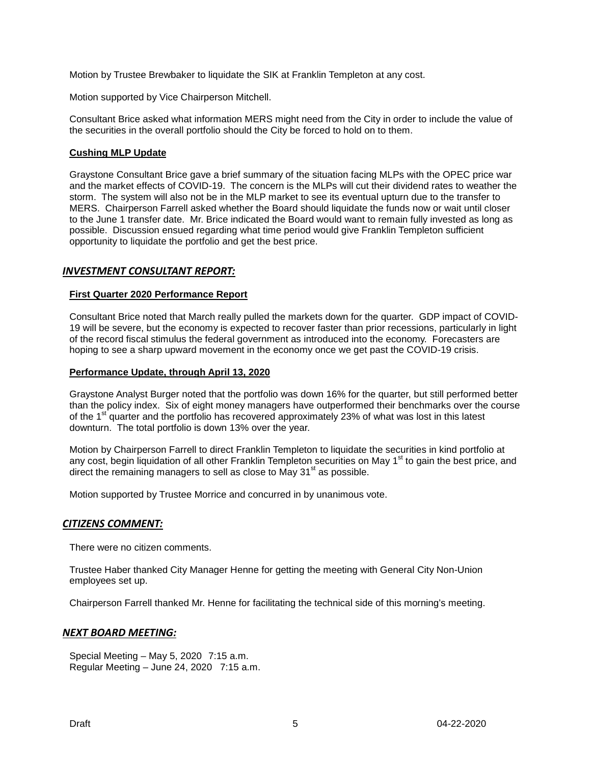Motion by Trustee Brewbaker to liquidate the SIK at Franklin Templeton at any cost.

Motion supported by Vice Chairperson Mitchell.

Consultant Brice asked what information MERS might need from the City in order to include the value of the securities in the overall portfolio should the City be forced to hold on to them.

**Cushing MLP Update**

Graystone Consultant Brice gave a brief summary of the situation facing MLPs with the OPEC price war and the market effects of COVID-19. The concern is the MLPs will cut their dividend rates to weather the storm. The system will also not be in the MLP market to see its eventual upturn due to the transfer to MERS. Chairperson Farrell asked whether the Board should liquidate the funds now or wait until closer to the June 1 transfer date. Mr. Brice indicated the Board would want to remain fully invested as long as possible. Discussion ensued regarding what time period would give Franklin Templeton sufficient opportunity to liquidate the portfolio and get the best price.

## *INVESTMENT CONSULTANT REPORT:*

**First Quarter 2020 Performance Report**

Consultant Brice noted that March really pulled the markets down for the quarter. GDP impact of COVID-19 will be severe, but the economy is expected to recover faster than prior recessions, particularly in light of the record fiscal stimulus the federal government as introduced into the economy. Forecasters are hoping to see a sharp upward movement in the economy once we get past the COVID-19 crisis.

**Performance Update, through April 13, 2020**

Graystone Analyst Burger noted that the portfolio was down 16% for the quarter, but still performed better than the policy index. Six of eight money managers have outperformed their benchmarks over the course of the 1st quarter and the portfolio has recovered approximately 23% of what was lost in this latest downturn. The total portfolio is down 13% over the year.

Motion by Chairperson Farrell to direct Franklin Templeton to liquidate the securities in kind portfolio at any cost, begin liquidation of all other Franklin Templeton securities on May 1st to gain the best price, and direct the remaining managers to sell as close to May 31st as possible.

Motion supported by Trustee Morrice and concurred in by unanimous vote.

## *CITIZENS COMMENT:*

There were no citizen comments.

Trustee Haber thanked City Manager Henne for getting the meeting with General City Non-Union employees set up.

Chairperson Farrell thanked Mr. Henne for facilitating the technical side of this morning's meeting.

## *NEXT BOARD MEETING:*

Special Meeting – May 5, 2020 7:15 a.m.
Regular Meeting – June 24, 2020 7:15 a.m.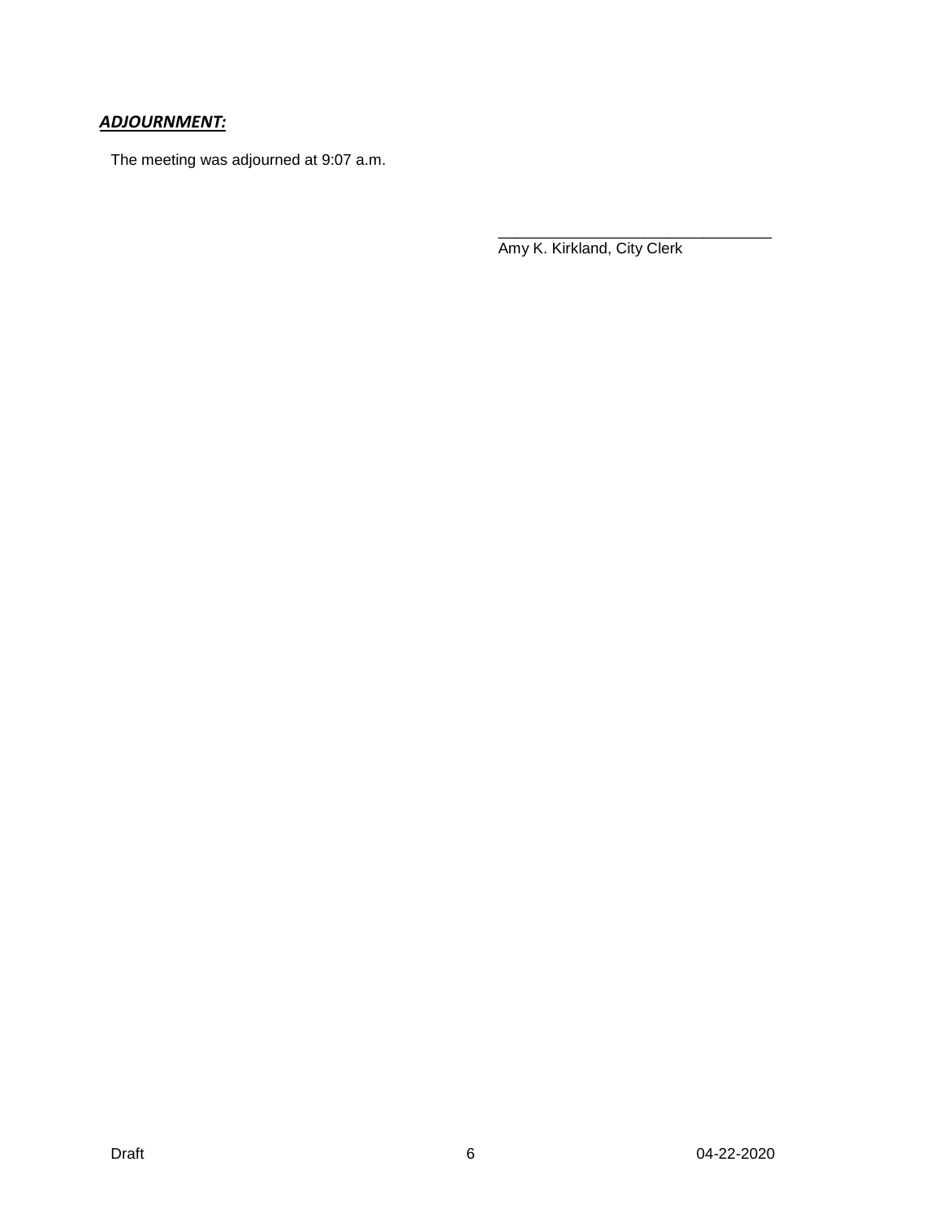***ADJOURNMENT:***

The meeting was adjourned at 9:07 a.m.

_________________________________
Amy K. Kirkland, City Clerk